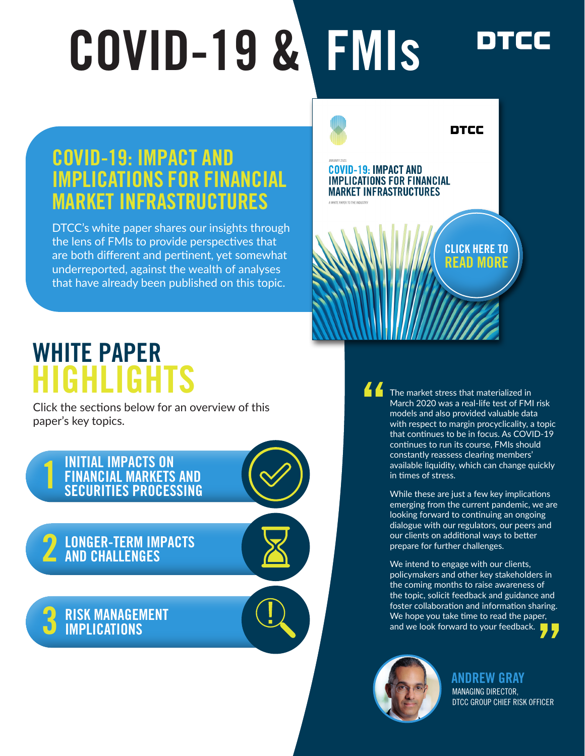# COVID-19 & FMIs

DTCC

## COVID-19: IMPACT AND IMPLICATIONS FOR FINANCIAL MARKET INFRASTRUCTURES

DTCC's white paper shares our insights through the lens of FMIs to provide perspectives that are both different and pertinent, yet somewhat underreported, against the wealth of analyses that have already been published on this topic.

DTCC

JANUARY 2021

COVID-19: IMPACT AND IMPLICATIONS FOR FINANCIAL MARKET INFRASTRUCTURES

A WHITE PAPER TO THE INDUSTRY

CLICK HERE TO READ MORE

## WHITE PAPER HIGHLIGHTS

Click the sections below for an overview of this paper's key topics.

1. INITIAL IMPACTS ON FINANCIAL MARKETS AND SECURITIES PROCESSING
2. LONGER-TERM IMPACTS AND CHALLENGES
3. RISK MANAGEMENT IMPLICATIONS

"The market stress that materialized in March 2020 was a real-life test of FMI risk models and also provided valuable data with respect to margin procyclicality, a topic that continues to be in focus. As COVID-19 continues to run its course, FMIs should constantly reassess clearing members' available liquidity, which can change quickly in times of stress.

While these are just a few key implications emerging from the current pandemic, we are looking forward to continuing an ongoing dialogue with our regulators, our peers and our clients on additional ways to better prepare for further challenges.

We intend to engage with our clients, policymakers and other key stakeholders in the coming months to raise awareness of the topic, solicit feedback and guidance and foster collaboration and information sharing. We hope you take time to read the paper, and we look forward to your feedback."

**ANDREW GRAY**
MANAGING DIRECTOR,
DTCC GROUP CHIEF RISK OFFICER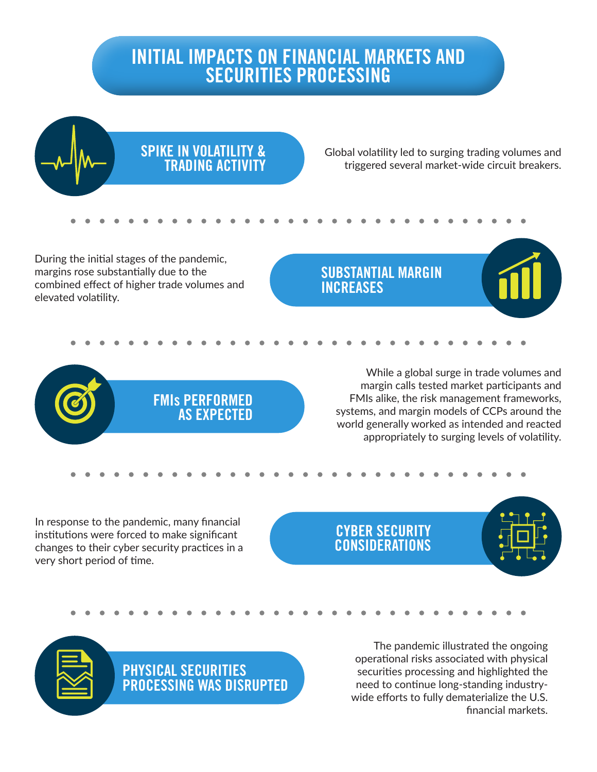# INITIAL IMPACTS ON FINANCIAL MARKETS AND SECURITIES PROCESSING

## SPIKE IN VOLATILITY & TRADING ACTIVITY

Global volatility led to surging trading volumes and triggered several market-wide circuit breakers.

## SUBSTANTIAL MARGIN INCREASES

During the initial stages of the pandemic, margins rose substantially due to the combined effect of higher trade volumes and elevated volatility.

## FMIs PERFORMED AS EXPECTED

While a global surge in trade volumes and margin calls tested market participants and FMIs alike, the risk management frameworks, systems, and margin models of CCPs around the world generally worked as intended and reacted appropriately to surging levels of volatility.

## CYBER SECURITY CONSIDERATIONS

In response to the pandemic, many financial institutions were forced to make significant changes to their cyber security practices in a very short period of time.

## PHYSICAL SECURITIES PROCESSING WAS DISRUPTED

The pandemic illustrated the ongoing operational risks associated with physical securities processing and highlighted the need to continue long-standing industry-wide efforts to fully dematerialize the U.S. financial markets.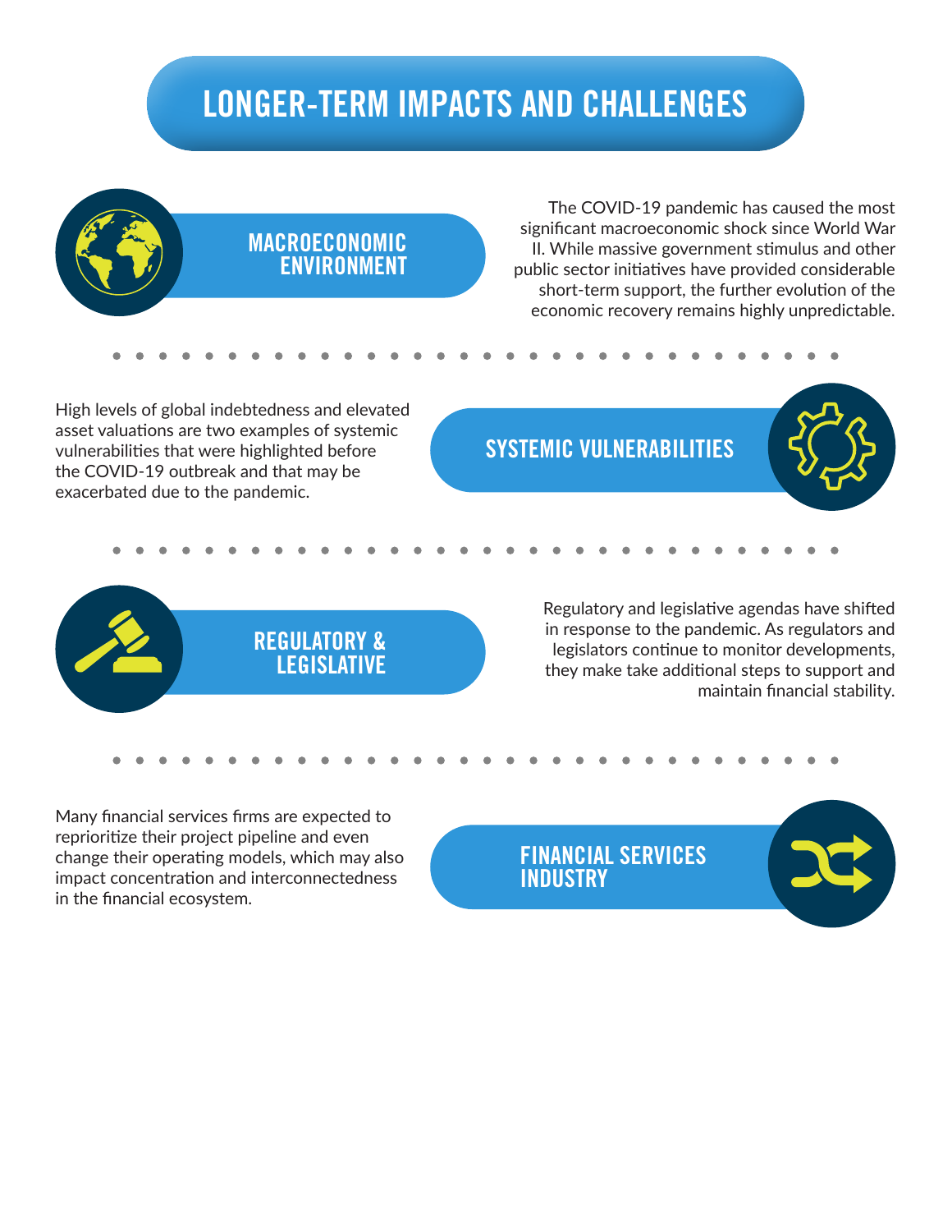# LONGER-TERM IMPACTS AND CHALLENGES

## MACROECONOMIC ENVIRONMENT

The COVID-19 pandemic has caused the most significant macroeconomic shock since World War II. While massive government stimulus and other public sector initiatives have provided considerable short-term support, the further evolution of the economic recovery remains highly unpredictable.

## SYSTEMIC VULNERABILITIES

High levels of global indebtedness and elevated asset valuations are two examples of systemic vulnerabilities that were highlighted before the COVID-19 outbreak and that may be exacerbated due to the pandemic.

## REGULATORY & LEGISLATIVE

Regulatory and legislative agendas have shifted in response to the pandemic. As regulators and legislators continue to monitor developments, they make take additional steps to support and maintain financial stability.

## FINANCIAL SERVICES INDUSTRY

Many financial services firms are expected to reprioritize their project pipeline and even change their operating models, which may also impact concentration and interconnectedness in the financial ecosystem.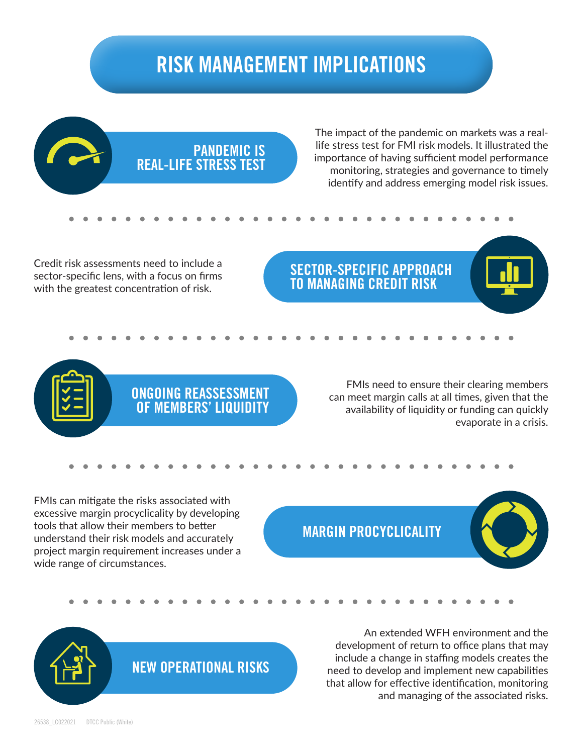# RISK MANAGEMENT IMPLICATIONS

## PANDEMIC IS REAL-LIFE STRESS TEST

The impact of the pandemic on markets was a real-life stress test for FMI risk models. It illustrated the importance of having sufficient model performance monitoring, strategies and governance to timely identify and address emerging model risk issues.

## SECTOR-SPECIFIC APPROACH TO MANAGING CREDIT RISK

Credit risk assessments need to include a sector-specific lens, with a focus on firms with the greatest concentration of risk.

## ONGOING REASSESSMENT OF MEMBERS' LIQUIDITY

FMIs need to ensure their clearing members can meet margin calls at all times, given that the availability of liquidity or funding can quickly evaporate in a crisis.

## MARGIN PROCYCLICALITY

FMIs can mitigate the risks associated with excessive margin procyclicality by developing tools that allow their members to better understand their risk models and accurately project margin requirement increases under a wide range of circumstances.

## NEW OPERATIONAL RISKS

An extended WFH environment and the development of return to office plans that may include a change in staffing models creates the need to develop and implement new capabilities that allow for effective identification, monitoring and managing of the associated risks.

26538_LC022021 DTCC Public (White)